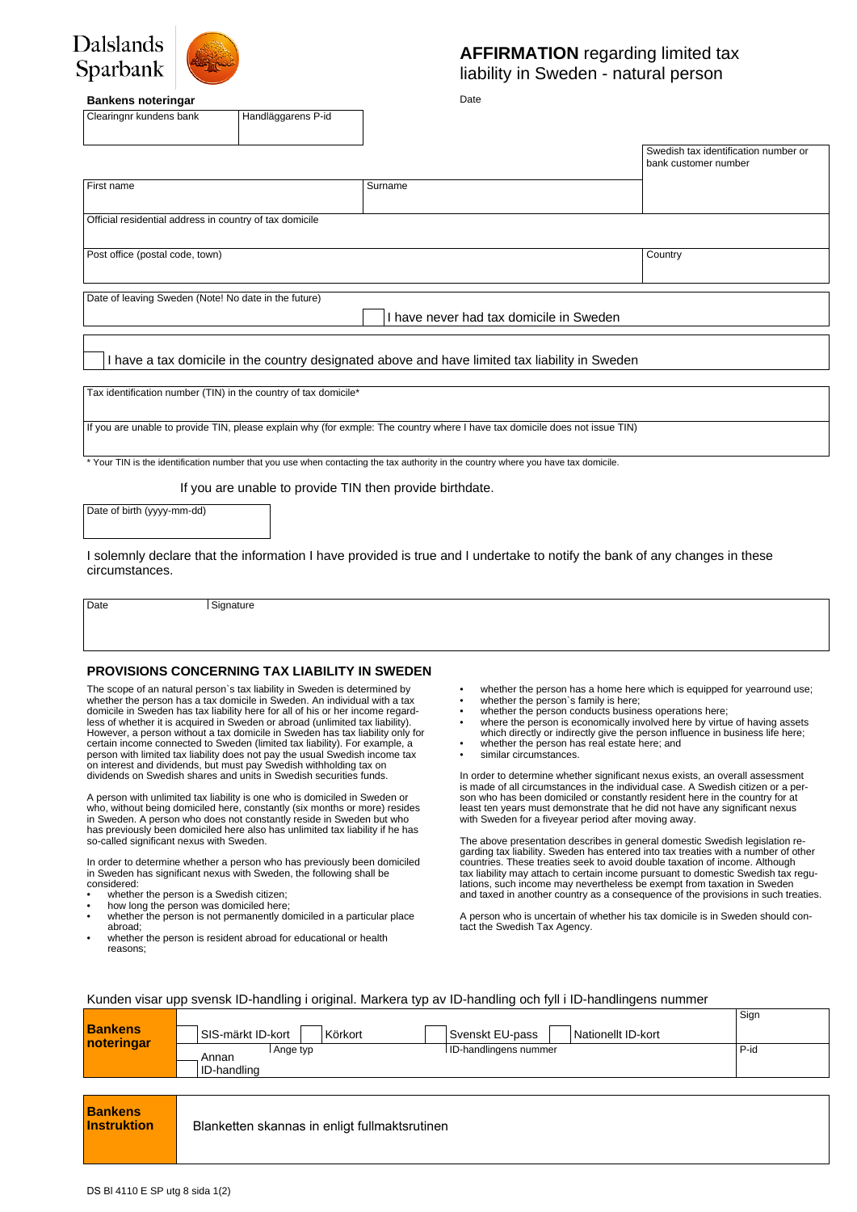Dalslands Sparbank

# AFFIRMATION regarding limited tax liability in Sweden - natural person

**Bankens noteringar**

Date

| Clearingnr kundens bank | Handläggarens P-id |
|---|---|
| | |

| First name | Surname | Swedish tax identification number or bank customer number |
|---|---|---|
| | | |

| Official residential address in country of tax domicile | |
|---|---|
| | |
| **Post office (postal code, town)** | **Country** |
| | |

Date of leaving Sweden (Note! No date in the future)

☐ I have never had tax domicile in Sweden

☐ I have a tax domicile in the country designated above and have limited tax liability in Sweden

Tax identification number (TIN) in the country of tax domicile*

If you are unable to provide TIN, please explain why (for exmple: The country where I have tax domicile does not issue TIN)

\* Your TIN is the identification number that you use when contacting the tax authority in the country where you have tax domicile.

If you are unable to provide TIN then provide birthdate.

Date of birth (yyyy-mm-dd)

I solemnly declare that the information I have provided is true and I undertake to notify the bank of any changes in these circumstances.

| Date | Signature |
|---|---|
| | |

## PROVISIONS CONCERNING TAX LIABILITY IN SWEDEN

The scope of an natural person`s tax liability in Sweden is determined by whether the person has a tax domicile in Sweden. An individual with a tax domicile in Sweden has tax liability here for all of his or her income regardless of whether it is acquired in Sweden or abroad (unlimited tax liability). However, a person without a tax domicile in Sweden has tax liability only for certain income connected to Sweden (limited tax liability). For example, a person with limited tax liability does not pay the usual Swedish income tax on interest and dividends, but must pay Swedish withholding tax on dividends on Swedish shares and units in Swedish securities funds.

A person with unlimited tax liability is one who is domiciled in Sweden or who, without being domiciled here, constantly (six months or more) resides in Sweden. A person who does not constantly reside in Sweden but who has previously been domiciled here also has unlimited tax liability if he has so-called significant nexus with Sweden.

In order to determine whether a person who has previously been domiciled in Sweden has significant nexus with Sweden, the following shall be considered:

- whether the person is a Swedish citizen;
- how long the person was domiciled here;
- whether the person is not permanently domiciled in a particular place abroad;
- whether the person is resident abroad for educational or health reasons;
- whether the person has a home here which is equipped for yearround use;
- whether the person`s family is here;
- whether the person conducts business operations here;
- where the person is economically involved here by virtue of having assets which directly or indirectly give the person influence in business life here;
- whether the person has real estate here; and
- similar circumstances.

In order to determine whether significant nexus exists, an overall assessment is made of all circumstances in the individual case. A Swedish citizen or a person who has been domiciled or constantly resident here in the country for at least ten years must demonstrate that he did not have any significant nexus with Sweden for a fiveyear period after moving away.

The above presentation describes in general domestic Swedish legislation regarding tax liability. Sweden has entered into tax treaties with a number of other countries. These treaties seek to avoid double taxation of income. Although tax liability may attach to certain income pursuant to domestic Swedish tax regulations, such income may nevertheless be exempt from taxation in Sweden and taxed in another country as a consequence of the provisions in such treaties.

A person who is uncertain of whether his tax domicile is in Sweden should contact the Swedish Tax Agency.

Kunden visar upp svensk ID-handling i original. Markera typ av ID-handling och fyll i ID-handlingens nummer

| **Bankens noteringar** | ☐ SIS-märkt ID-kort | ☐ Körkort | ☐ Svenskt EU-pass | ☐ Nationellt ID-kort | Sign |
|---|---|---|---|---|---|
| | Annan ID-handling | Ange typ | ID-handlingens nummer | | P-id |

| **Bankens Instruktion** | Blanketten skannas in enligt fullmaktsrutinen |
|---|---|

DS Bl 4110 E SP utg 8 sida 1(2)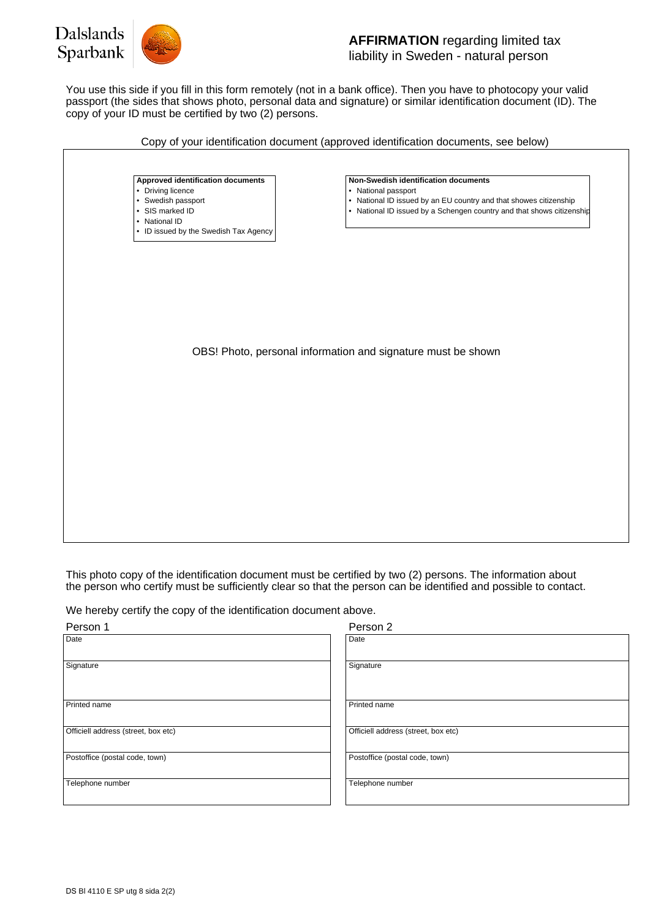Dalslands Sparbank

# **AFFIRMATION** regarding limited tax liability in Sweden - natural person

You use this side if you fill in this form remotely (not in a bank office). Then you have to photocopy your valid passport (the sides that shows photo, personal data and signature) or similar identification document (ID). The copy of your ID must be certified by two (2) persons.

Copy of your identification document (approved identification documents, see below)

**Approved identification documents**
- Driving licence
- Swedish passport
- SIS marked ID
- National ID
- ID issued by the Swedish Tax Agency

**Non-Swedish identification documents**
- National passport
- National ID issued by an EU country and that showes citizenship
- National ID issued by a Schengen country and that shows citizenship

OBS! Photo, personal information and signature must be shown

This photo copy of the identification document must be certified by two (2) persons. The information about the person who certify must be sufficiently clear so that the person can be identified and possible to contact.

We hereby certify the copy of the identification document above.

| Person 1 | Person 2 |
|---|---|
| Date | Date |
| Signature | Signature |
| Printed name | Printed name |
| Officiell address (street, box etc) | Officiell address (street, box etc) |
| Postoffice (postal code, town) | Postoffice (postal code, town) |
| Telephone number | Telephone number |

DS Bl 4110 E SP utg 8 sida 2(2)